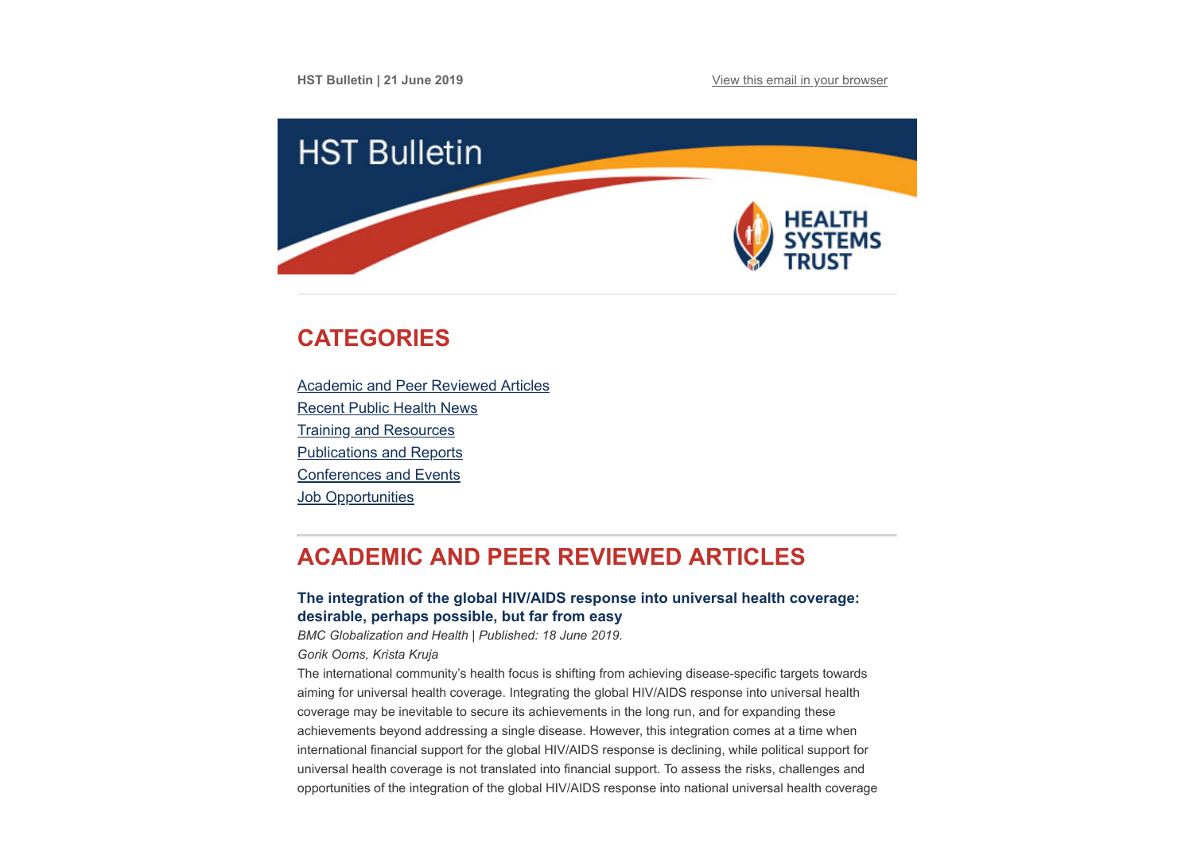HST Bulletin | 21 June 2019

View this email in your browser

# HST Bulletin

HEALTH SYSTEMS TRUST

## CATEGORIES

Academic and Peer Reviewed Articles
Recent Public Health News
Training and Resources
Publications and Reports
Conferences and Events
Job Opportunities

## ACADEMIC AND PEER REVIEWED ARTICLES

### The integration of the global HIV/AIDS response into universal health coverage: desirable, perhaps possible, but far from easy

*BMC Globalization and Health | Published: 18 June 2019.*

*Gorik Ooms, Krista Kruja*

The international community's health focus is shifting from achieving disease-specific targets towards aiming for universal health coverage. Integrating the global HIV/AIDS response into universal health coverage may be inevitable to secure its achievements in the long run, and for expanding these achievements beyond addressing a single disease. However, this integration comes at a time when international financial support for the global HIV/AIDS response is declining, while political support for universal health coverage is not translated into financial support. To assess the risks, challenges and opportunities of the integration of the global HIV/AIDS response into national universal health coverage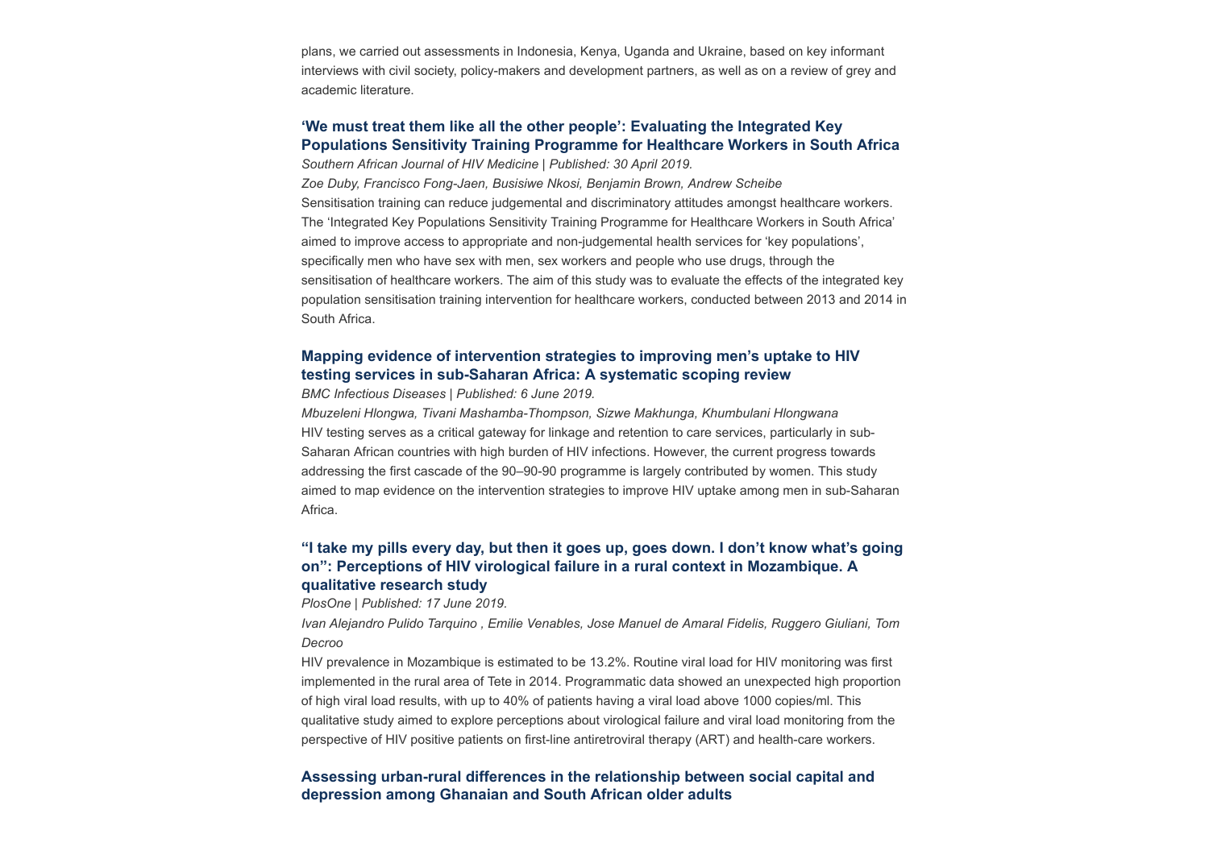plans, we carried out assessments in Indonesia, Kenya, Uganda and Ukraine, based on key informant interviews with civil society, policy-makers and development partners, as well as on a review of grey and academic literature.

### 'We must treat them like all the other people': Evaluating the Integrated Key Populations Sensitivity Training Programme for Healthcare Workers in South Africa

*Southern African Journal of HIV Medicine | Published: 30 April 2019.*

*Zoe Duby, Francisco Fong-Jaen, Busisiwe Nkosi, Benjamin Brown, Andrew Scheibe*

Sensitisation training can reduce judgemental and discriminatory attitudes amongst healthcare workers. The 'Integrated Key Populations Sensitivity Training Programme for Healthcare Workers in South Africa' aimed to improve access to appropriate and non-judgemental health services for 'key populations', specifically men who have sex with men, sex workers and people who use drugs, through the sensitisation of healthcare workers. The aim of this study was to evaluate the effects of the integrated key population sensitisation training intervention for healthcare workers, conducted between 2013 and 2014 in South Africa.

### Mapping evidence of intervention strategies to improving men's uptake to HIV testing services in sub-Saharan Africa: A systematic scoping review

*BMC Infectious Diseases | Published: 6 June 2019.*

*Mbuzeleni Hlongwa, Tivani Mashamba-Thompson, Sizwe Makhunga, Khumbulani Hlongwana*

HIV testing serves as a critical gateway for linkage and retention to care services, particularly in sub-Saharan African countries with high burden of HIV infections. However, the current progress towards addressing the first cascade of the 90–90-90 programme is largely contributed by women. This study aimed to map evidence on the intervention strategies to improve HIV uptake among men in sub-Saharan Africa.

### "I take my pills every day, but then it goes up, goes down. I don't know what's going on": Perceptions of HIV virological failure in a rural context in Mozambique. A qualitative research study

*PlosOne | Published: 17 June 2019.*

*Ivan Alejandro Pulido Tarquino , Emilie Venables, Jose Manuel de Amaral Fidelis, Ruggero Giuliani, Tom Decroo*

HIV prevalence in Mozambique is estimated to be 13.2%. Routine viral load for HIV monitoring was first implemented in the rural area of Tete in 2014. Programmatic data showed an unexpected high proportion of high viral load results, with up to 40% of patients having a viral load above 1000 copies/ml. This qualitative study aimed to explore perceptions about virological failure and viral load monitoring from the perspective of HIV positive patients on first-line antiretroviral therapy (ART) and health-care workers.

### Assessing urban-rural differences in the relationship between social capital and depression among Ghanaian and South African older adults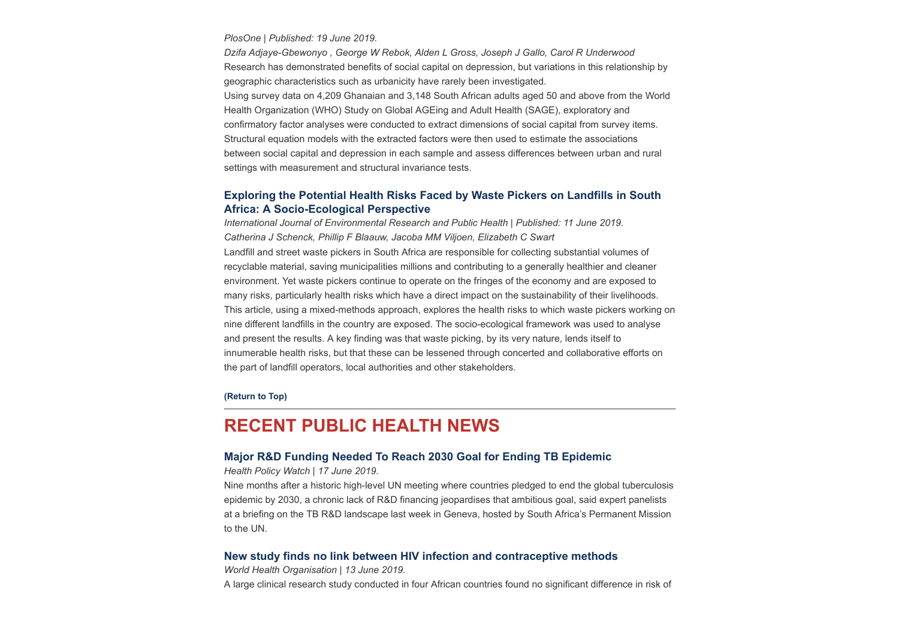*PlosOne | Published: 19 June 2019.*

*Dzifa Adjaye-Gbewonyo , George W Rebok, Alden L Gross, Joseph J Gallo, Carol R Underwood*

Research has demonstrated benefits of social capital on depression, but variations in this relationship by geographic characteristics such as urbanicity have rarely been investigated.

Using survey data on 4,209 Ghanaian and 3,148 South African adults aged 50 and above from the World Health Organization (WHO) Study on Global AGEing and Adult Health (SAGE), exploratory and confirmatory factor analyses were conducted to extract dimensions of social capital from survey items. Structural equation models with the extracted factors were then used to estimate the associations between social capital and depression in each sample and assess differences between urban and rural settings with measurement and structural invariance tests.

### Exploring the Potential Health Risks Faced by Waste Pickers on Landfills in South Africa: A Socio-Ecological Perspective

*International Journal of Environmental Research and Public Health | Published: 11 June 2019.*

*Catherina J Schenck, Phillip F Blaauw, Jacoba MM Viljoen, Elizabeth C Swart*

Landfill and street waste pickers in South Africa are responsible for collecting substantial volumes of recyclable material, saving municipalities millions and contributing to a generally healthier and cleaner environment. Yet waste pickers continue to operate on the fringes of the economy and are exposed to many risks, particularly health risks which have a direct impact on the sustainability of their livelihoods. This article, using a mixed-methods approach, explores the health risks to which waste pickers working on nine different landfills in the country are exposed. The socio-ecological framework was used to analyse and present the results. A key finding was that waste picking, by its very nature, lends itself to innumerable health risks, but that these can be lessened through concerted and collaborative efforts on the part of landfill operators, local authorities and other stakeholders.

**(Return to Top)**

---

## RECENT PUBLIC HEALTH NEWS

### Major R&D Funding Needed To Reach 2030 Goal for Ending TB Epidemic

*Health Policy Watch | 17 June 2019.*

Nine months after a historic high-level UN meeting where countries pledged to end the global tuberculosis epidemic by 2030, a chronic lack of R&D financing jeopardises that ambitious goal, said expert panelists at a briefing on the TB R&D landscape last week in Geneva, hosted by South Africa's Permanent Mission to the UN.

### New study finds no link between HIV infection and contraceptive methods

*World Health Organisation | 13 June 2019.*

A large clinical research study conducted in four African countries found no significant difference in risk of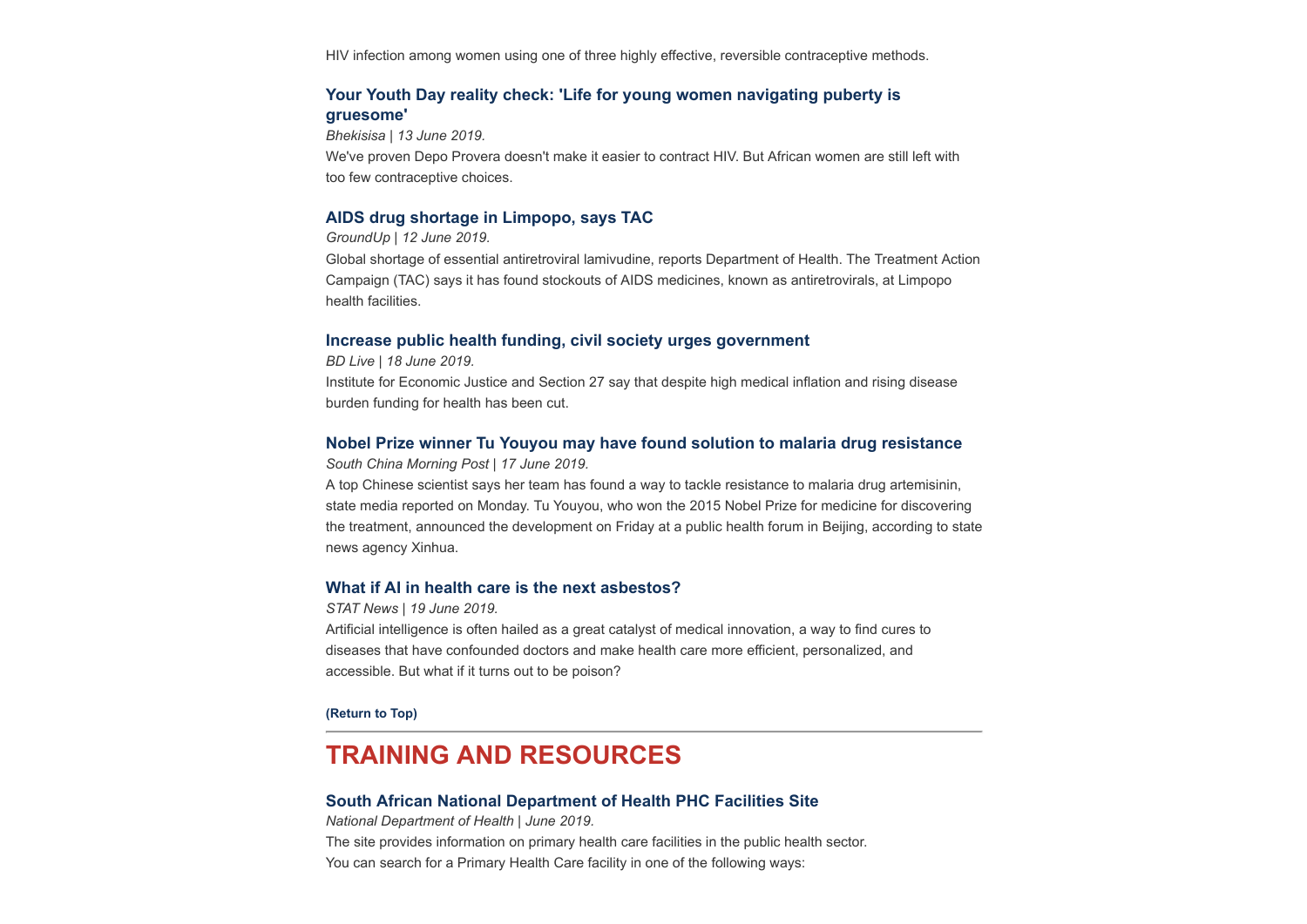HIV infection among women using one of three highly effective, reversible contraceptive methods.

### Your Youth Day reality check: 'Life for young women navigating puberty is gruesome'

*Bhekisisa | 13 June 2019.*

We've proven Depo Provera doesn't make it easier to contract HIV. But African women are still left with too few contraceptive choices.

### AIDS drug shortage in Limpopo, says TAC

*GroundUp | 12 June 2019.*

Global shortage of essential antiretroviral lamivudine, reports Department of Health. The Treatment Action Campaign (TAC) says it has found stockouts of AIDS medicines, known as antiretrovirals, at Limpopo health facilities.

### Increase public health funding, civil society urges government

*BD Live | 18 June 2019.*

Institute for Economic Justice and Section 27 say that despite high medical inflation and rising disease burden funding for health has been cut.

### Nobel Prize winner Tu Youyou may have found solution to malaria drug resistance

*South China Morning Post | 17 June 2019.*

A top Chinese scientist says her team has found a way to tackle resistance to malaria drug artemisinin, state media reported on Monday. Tu Youyou, who won the 2015 Nobel Prize for medicine for discovering the treatment, announced the development on Friday at a public health forum in Beijing, according to state news agency Xinhua.

### What if AI in health care is the next asbestos?

*STAT News | 19 June 2019.*

Artificial intelligence is often hailed as a great catalyst of medical innovation, a way to find cures to diseases that have confounded doctors and make health care more efficient, personalized, and accessible. But what if it turns out to be poison?

**(Return to Top)**

---

## TRAINING AND RESOURCES

### South African National Department of Health PHC Facilities Site

*National Department of Health | June 2019.*

The site provides information on primary health care facilities in the public health sector.
You can search for a Primary Health Care facility in one of the following ways: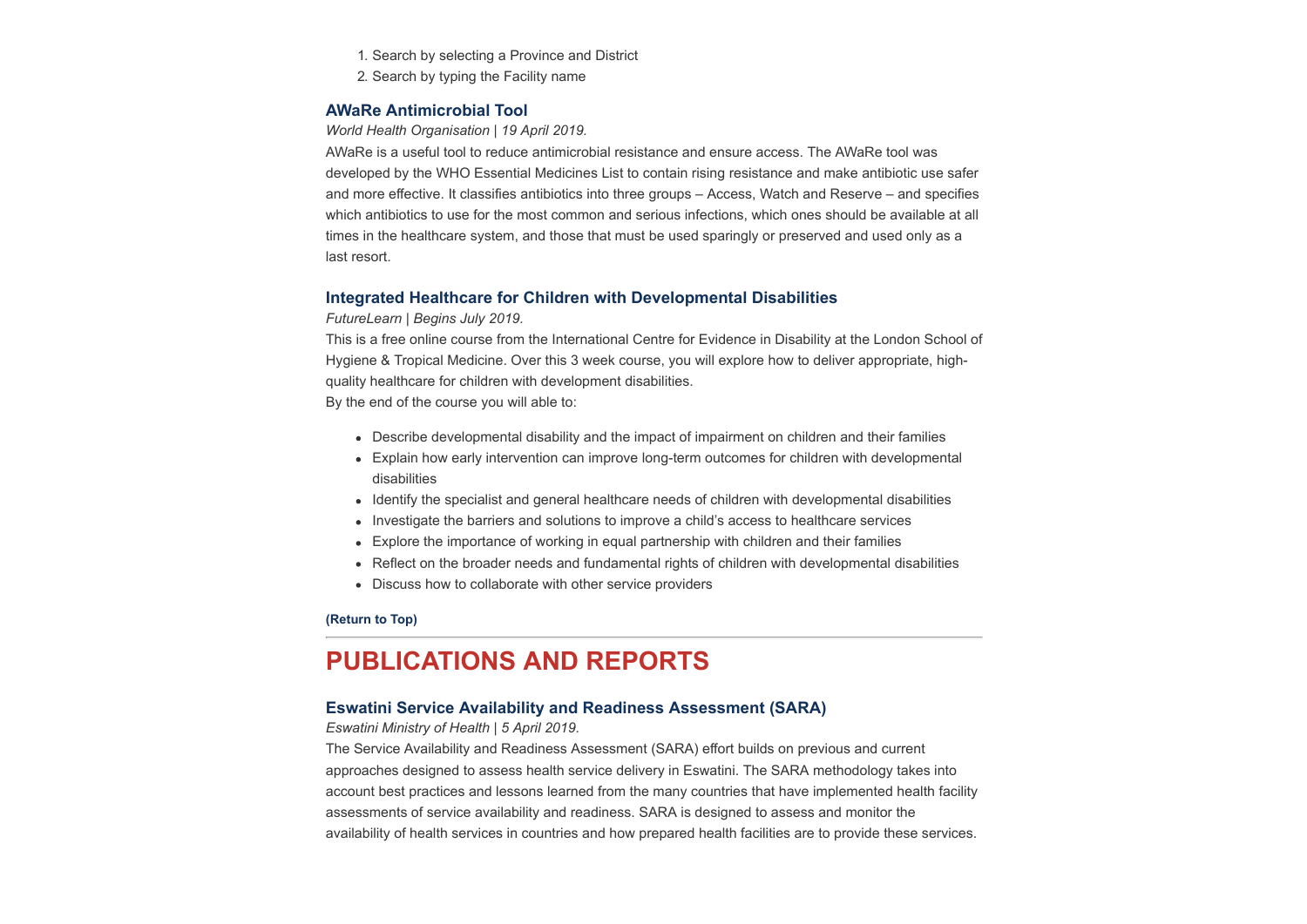1. Search by selecting a Province and District
2. Search by typing the Facility name

### AWaRe Antimicrobial Tool

*World Health Organisation | 19 April 2019.*

AWaRe is a useful tool to reduce antimicrobial resistance and ensure access. The AWaRe tool was developed by the WHO Essential Medicines List to contain rising resistance and make antibiotic use safer and more effective. It classifies antibiotics into three groups – Access, Watch and Reserve – and specifies which antibiotics to use for the most common and serious infections, which ones should be available at all times in the healthcare system, and those that must be used sparingly or preserved and used only as a last resort.

### Integrated Healthcare for Children with Developmental Disabilities

*FutureLearn | Begins July 2019.*

This is a free online course from the International Centre for Evidence in Disability at the London School of Hygiene & Tropical Medicine. Over this 3 week course, you will explore how to deliver appropriate, high-quality healthcare for children with development disabilities.

By the end of the course you will able to:

- Describe developmental disability and the impact of impairment on children and their families
- Explain how early intervention can improve long-term outcomes for children with developmental disabilities
- Identify the specialist and general healthcare needs of children with developmental disabilities
- Investigate the barriers and solutions to improve a child's access to healthcare services
- Explore the importance of working in equal partnership with children and their families
- Reflect on the broader needs and fundamental rights of children with developmental disabilities
- Discuss how to collaborate with other service providers

**(Return to Top)**

---

## PUBLICATIONS AND REPORTS

### Eswatini Service Availability and Readiness Assessment (SARA)

*Eswatini Ministry of Health | 5 April 2019.*

The Service Availability and Readiness Assessment (SARA) effort builds on previous and current approaches designed to assess health service delivery in Eswatini. The SARA methodology takes into account best practices and lessons learned from the many countries that have implemented health facility assessments of service availability and readiness. SARA is designed to assess and monitor the availability of health services in countries and how prepared health facilities are to provide these services.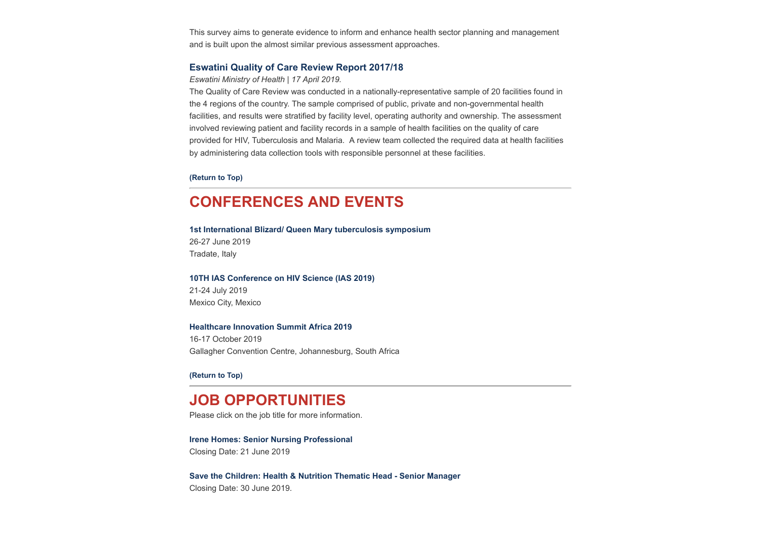This survey aims to generate evidence to inform and enhance health sector planning and management and is built upon the almost similar previous assessment approaches.

### Eswatini Quality of Care Review Report 2017/18

*Eswatini Ministry of Health | 17 April 2019.*

The Quality of Care Review was conducted in a nationally-representative sample of 20 facilities found in the 4 regions of the country. The sample comprised of public, private and non-governmental health facilities, and results were stratified by facility level, operating authority and ownership. The assessment involved reviewing patient and facility records in a sample of health facilities on the quality of care provided for HIV, Tuberculosis and Malaria. A review team collected the required data at health facilities by administering data collection tools with responsible personnel at these facilities.

**(Return to Top)**

---

## CONFERENCES AND EVENTS

**1st International Blizard/ Queen Mary tuberculosis symposium**
26-27 June 2019
Tradate, Italy

**10TH IAS Conference on HIV Science (IAS 2019)**
21-24 July 2019
Mexico City, Mexico

**Healthcare Innovation Summit Africa 2019**
16-17 October 2019
Gallagher Convention Centre, Johannesburg, South Africa

**(Return to Top)**

---

## JOB OPPORTUNITIES

Please click on the job title for more information.

**Irene Homes: Senior Nursing Professional**
Closing Date: 21 June 2019

**Save the Children: Health & Nutrition Thematic Head - Senior Manager**
Closing Date: 30 June 2019.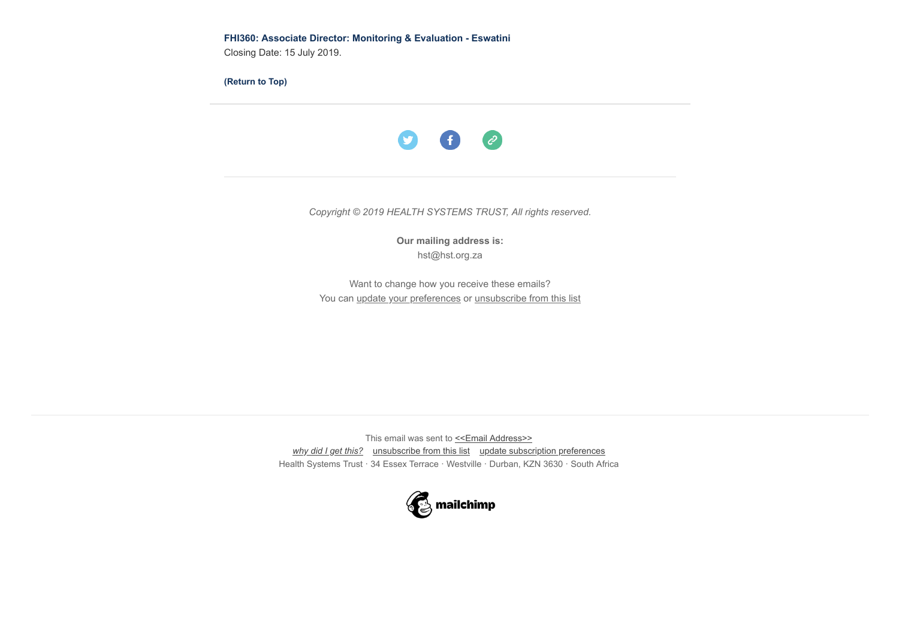**FHI360: Associate Director: Monitoring & Evaluation - Eswatini**
Closing Date: 15 July 2019.

**(Return to Top)**

---

*Copyright © 2019 HEALTH SYSTEMS TRUST, All rights reserved.*

**Our mailing address is:**
hst@hst.org.za

Want to change how you receive these emails?
You can update your preferences or unsubscribe from this list

---

This email was sent to <<Email Address>>
*why did I get this?* unsubscribe from this list update subscription preferences
Health Systems Trust · 34 Essex Terrace · Westville · Durban, KZN 3630 · South Africa

mailchimp